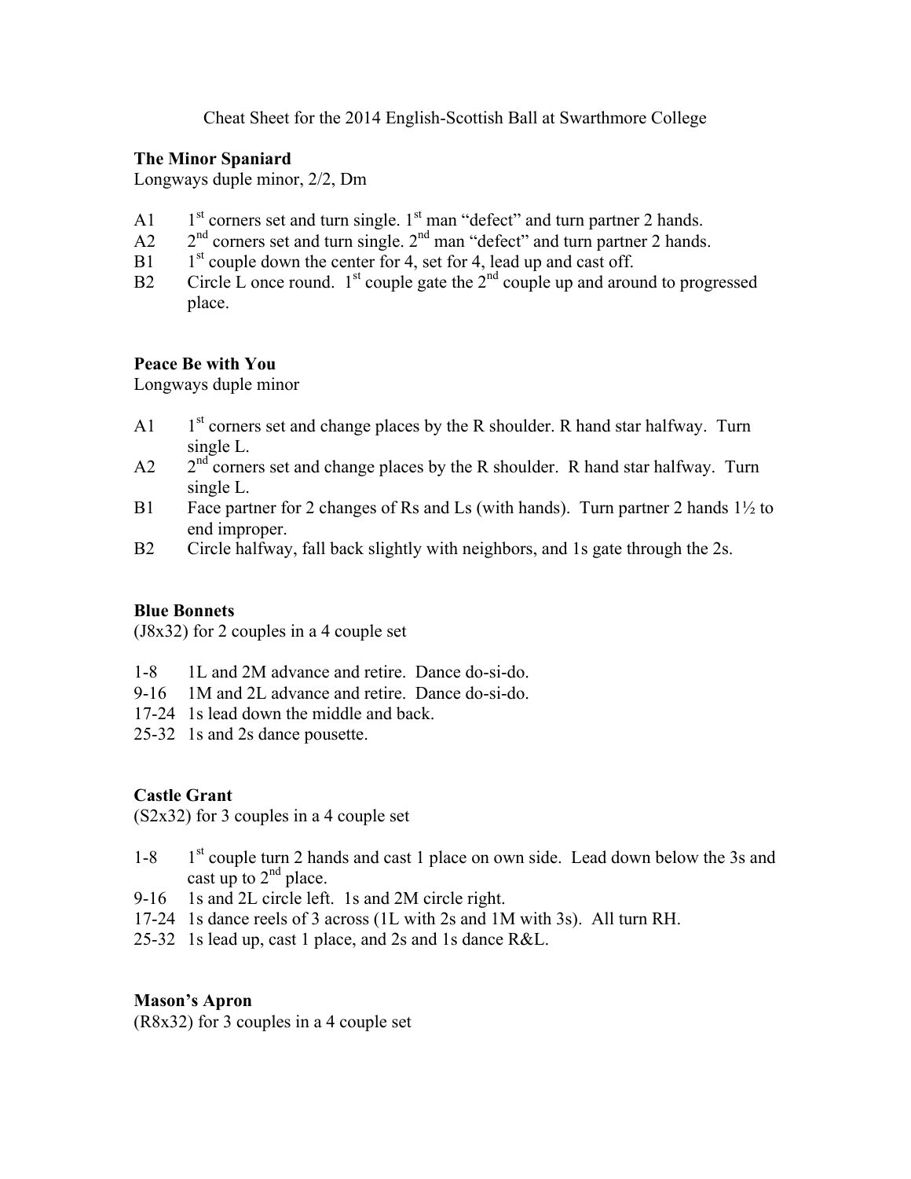Cheat Sheet for the 2014 English-Scottish Ball at Swarthmore College

**The Minor Spaniard**
Longways duple minor, 2/2, Dm

- A1 1st corners set and turn single. 1st man "defect" and turn partner 2 hands.
- A2 2nd corners set and turn single. 2nd man "defect" and turn partner 2 hands.
- B1 1st couple down the center for 4, set for 4, lead up and cast off.
- B2 Circle L once round. 1st couple gate the 2nd couple up and around to progressed place.

**Peace Be with You**
Longways duple minor

- A1 1st corners set and change places by the R shoulder. R hand star halfway. Turn single L.
- A2 2nd corners set and change places by the R shoulder. R hand star halfway. Turn single L.
- B1 Face partner for 2 changes of Rs and Ls (with hands). Turn partner 2 hands 1½ to end improper.
- B2 Circle halfway, fall back slightly with neighbors, and 1s gate through the 2s.

**Blue Bonnets**
(J8x32) for 2 couples in a 4 couple set

- 1-8 1L and 2M advance and retire. Dance do-si-do.
- 9-16 1M and 2L advance and retire. Dance do-si-do.
- 17-24 1s lead down the middle and back.
- 25-32 1s and 2s dance pousette.

**Castle Grant**
(S2x32) for 3 couples in a 4 couple set

- 1-8 1st couple turn 2 hands and cast 1 place on own side. Lead down below the 3s and cast up to 2nd place.
- 9-16 1s and 2L circle left. 1s and 2M circle right.
- 17-24 1s dance reels of 3 across (1L with 2s and 1M with 3s). All turn RH.
- 25-32 1s lead up, cast 1 place, and 2s and 1s dance R&L.

**Mason's Apron**
(R8x32) for 3 couples in a 4 couple set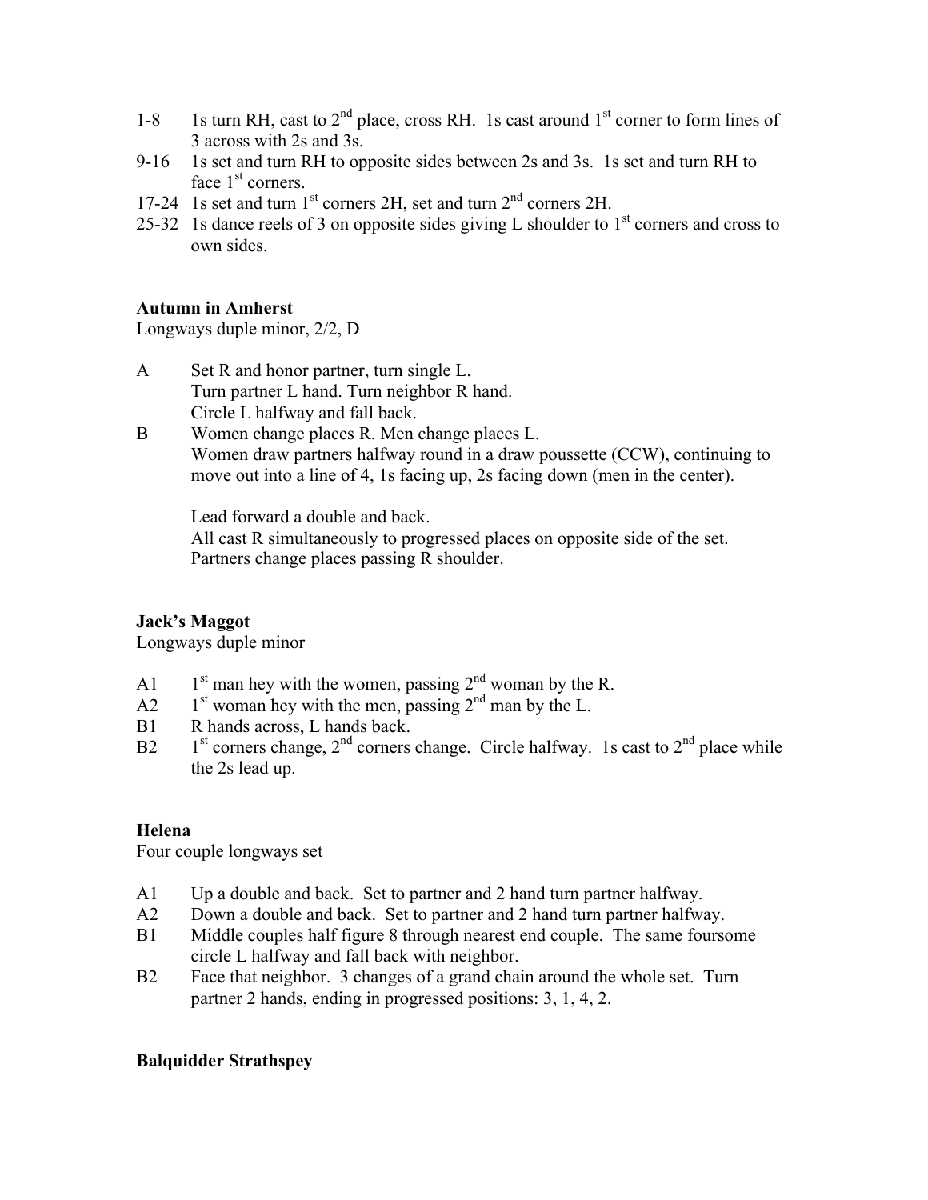1-8 1s turn RH, cast to 2nd place, cross RH. 1s cast around 1st corner to form lines of 3 across with 2s and 3s.

9-16 1s set and turn RH to opposite sides between 2s and 3s. 1s set and turn RH to face 1st corners.

17-24 1s set and turn 1st corners 2H, set and turn 2nd corners 2H.

25-32 1s dance reels of 3 on opposite sides giving L shoulder to 1st corners and cross to own sides.

**Autumn in Amherst**

Longways duple minor, 2/2, D

A Set R and honor partner, turn single L.
Turn partner L hand. Turn neighbor R hand.
Circle L halfway and fall back.

B Women change places R. Men change places L.
Women draw partners halfway round in a draw poussette (CCW), continuing to move out into a line of 4, 1s facing up, 2s facing down (men in the center).

Lead forward a double and back.
All cast R simultaneously to progressed places on opposite side of the set.
Partners change places passing R shoulder.

**Jack's Maggot**

Longways duple minor

A1 1st man hey with the women, passing 2nd woman by the R.

A2 1st woman hey with the men, passing 2nd man by the L.

B1 R hands across, L hands back.

B2 1st corners change, 2nd corners change. Circle halfway. 1s cast to 2nd place while the 2s lead up.

**Helena**

Four couple longways set

A1 Up a double and back. Set to partner and 2 hand turn partner halfway.

A2 Down a double and back. Set to partner and 2 hand turn partner halfway.

B1 Middle couples half figure 8 through nearest end couple. The same foursome circle L halfway and fall back with neighbor.

B2 Face that neighbor. 3 changes of a grand chain around the whole set. Turn partner 2 hands, ending in progressed positions: 3, 1, 4, 2.

**Balquidder Strathspey**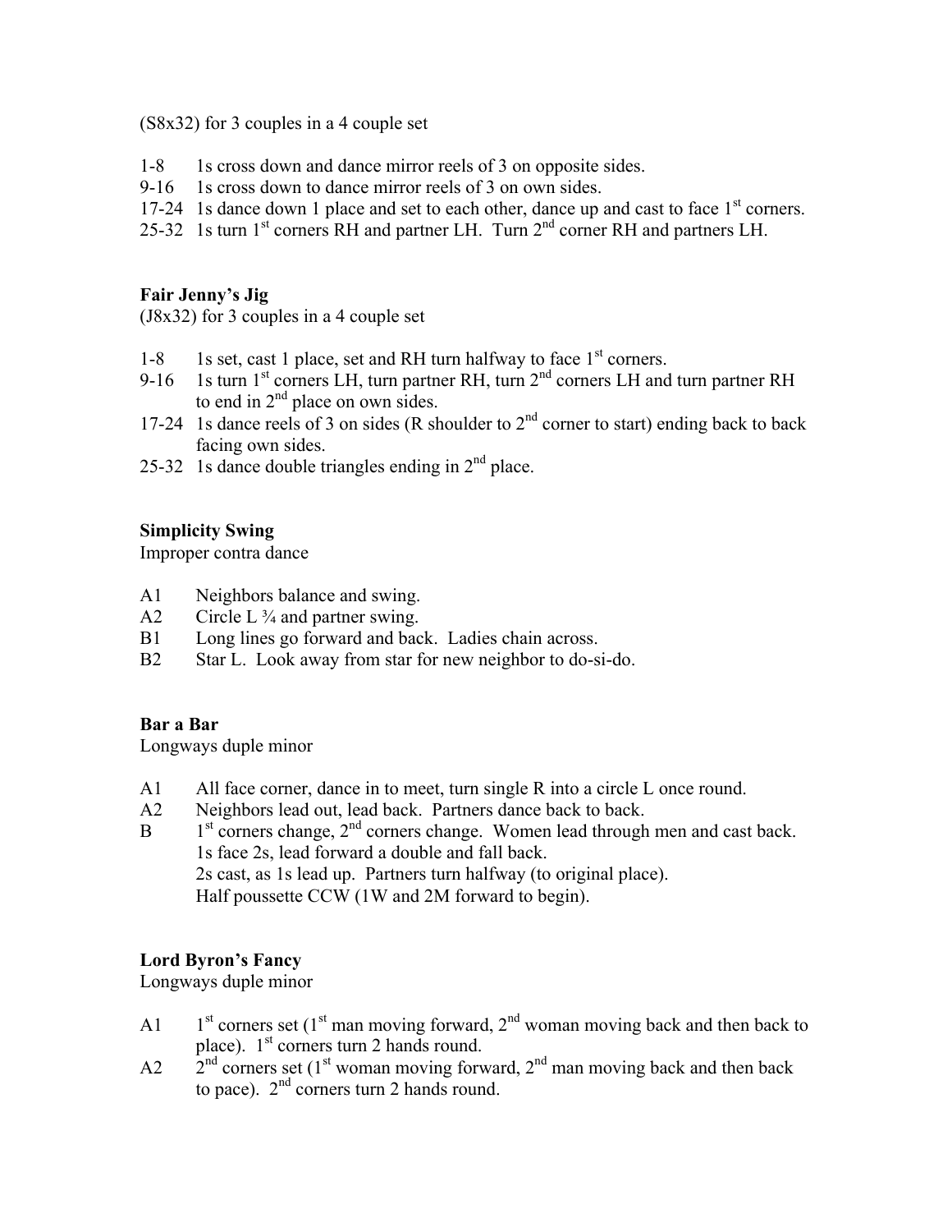(S8x32) for 3 couples in a 4 couple set

1-8 1s cross down and dance mirror reels of 3 on opposite sides.
9-16 1s cross down to dance mirror reels of 3 on own sides.
17-24 1s dance down 1 place and set to each other, dance up and cast to face 1st corners.
25-32 1s turn 1st corners RH and partner LH. Turn 2nd corner RH and partners LH.

**Fair Jenny's Jig**
(J8x32) for 3 couples in a 4 couple set

1-8 1s set, cast 1 place, set and RH turn halfway to face 1st corners.
9-16 1s turn 1st corners LH, turn partner RH, turn 2nd corners LH and turn partner RH to end in 2nd place on own sides.
17-24 1s dance reels of 3 on sides (R shoulder to 2nd corner to start) ending back to back facing own sides.
25-32 1s dance double triangles ending in 2nd place.

**Simplicity Swing**
Improper contra dance

A1 Neighbors balance and swing.
A2 Circle L ¾ and partner swing.
B1 Long lines go forward and back. Ladies chain across.
B2 Star L. Look away from star for new neighbor to do-si-do.

**Bar a Bar**
Longways duple minor

A1 All face corner, dance in to meet, turn single R into a circle L once round.
A2 Neighbors lead out, lead back. Partners dance back to back.
B 1st corners change, 2nd corners change. Women lead through men and cast back.
1s face 2s, lead forward a double and fall back.
2s cast, as 1s lead up. Partners turn halfway (to original place).
Half poussette CCW (1W and 2M forward to begin).

**Lord Byron's Fancy**
Longways duple minor

A1 1st corners set (1st man moving forward, 2nd woman moving back and then back to place). 1st corners turn 2 hands round.
A2 2nd corners set (1st woman moving forward, 2nd man moving back and then back to pace). 2nd corners turn 2 hands round.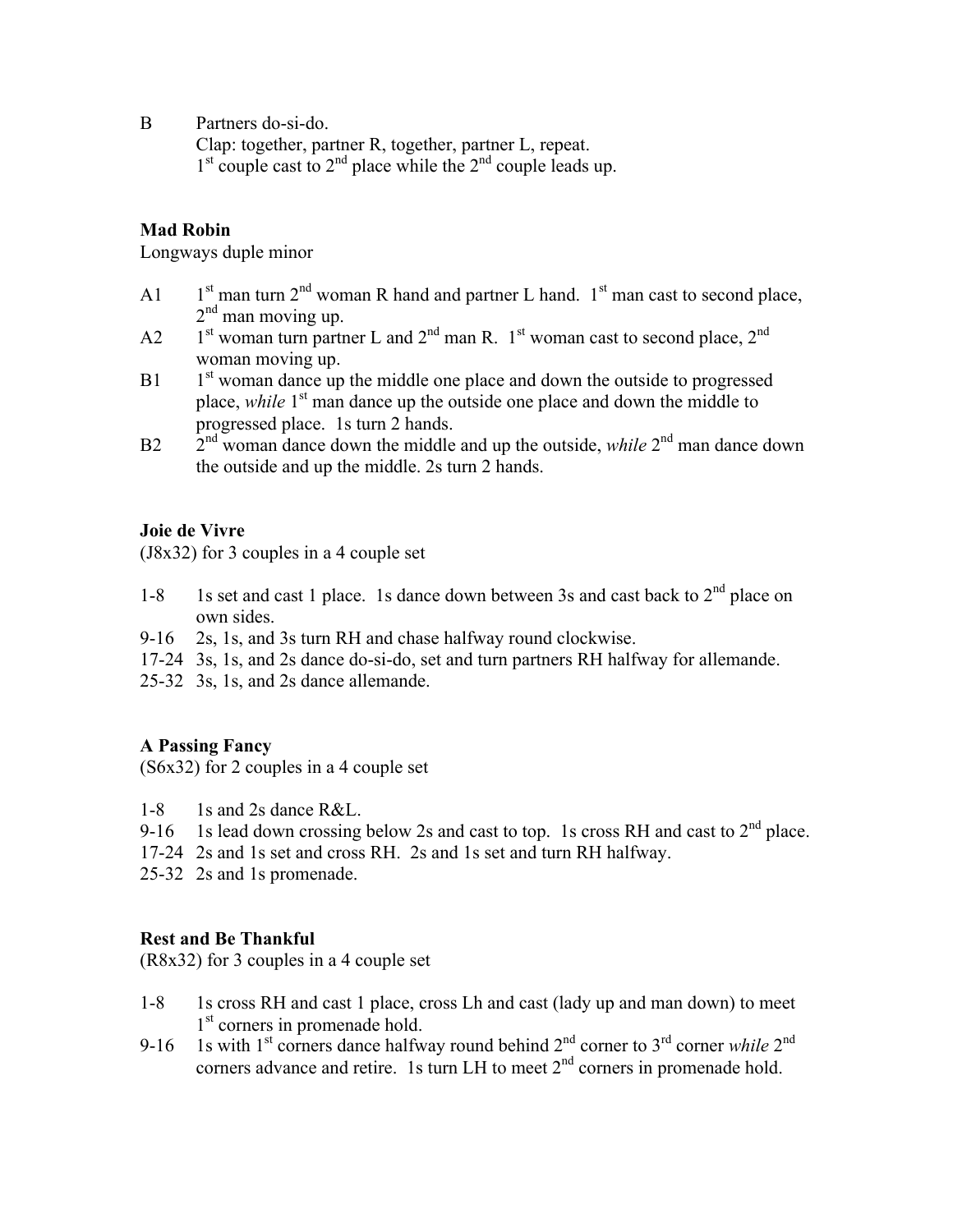B Partners do-si-do.
Clap: together, partner R, together, partner L, repeat.
1st couple cast to 2nd place while the 2nd couple leads up.

**Mad Robin**

Longways duple minor

- A1 1st man turn 2nd woman R hand and partner L hand. 1st man cast to second place, 2nd man moving up.
- A2 1st woman turn partner L and 2nd man R. 1st woman cast to second place, 2nd woman moving up.
- B1 1st woman dance up the middle one place and down the outside to progressed place, *while* 1st man dance up the outside one place and down the middle to progressed place. 1s turn 2 hands.
- B2 2nd woman dance down the middle and up the outside, *while* 2nd man dance down the outside and up the middle. 2s turn 2 hands.

**Joie de Vivre**

(J8x32) for 3 couples in a 4 couple set

- 1-8 1s set and cast 1 place. 1s dance down between 3s and cast back to 2nd place on own sides.
- 9-16 2s, 1s, and 3s turn RH and chase halfway round clockwise.
- 17-24 3s, 1s, and 2s dance do-si-do, set and turn partners RH halfway for allemande.
- 25-32 3s, 1s, and 2s dance allemande.

**A Passing Fancy**

(S6x32) for 2 couples in a 4 couple set

- 1-8 1s and 2s dance R&L.
- 9-16 1s lead down crossing below 2s and cast to top. 1s cross RH and cast to 2nd place.
- 17-24 2s and 1s set and cross RH. 2s and 1s set and turn RH halfway.
- 25-32 2s and 1s promenade.

**Rest and Be Thankful**

(R8x32) for 3 couples in a 4 couple set

- 1-8 1s cross RH and cast 1 place, cross Lh and cast (lady up and man down) to meet 1st corners in promenade hold.
- 9-16 1s with 1st corners dance halfway round behind 2nd corner to 3rd corner *while* 2nd corners advance and retire. 1s turn LH to meet 2nd corners in promenade hold.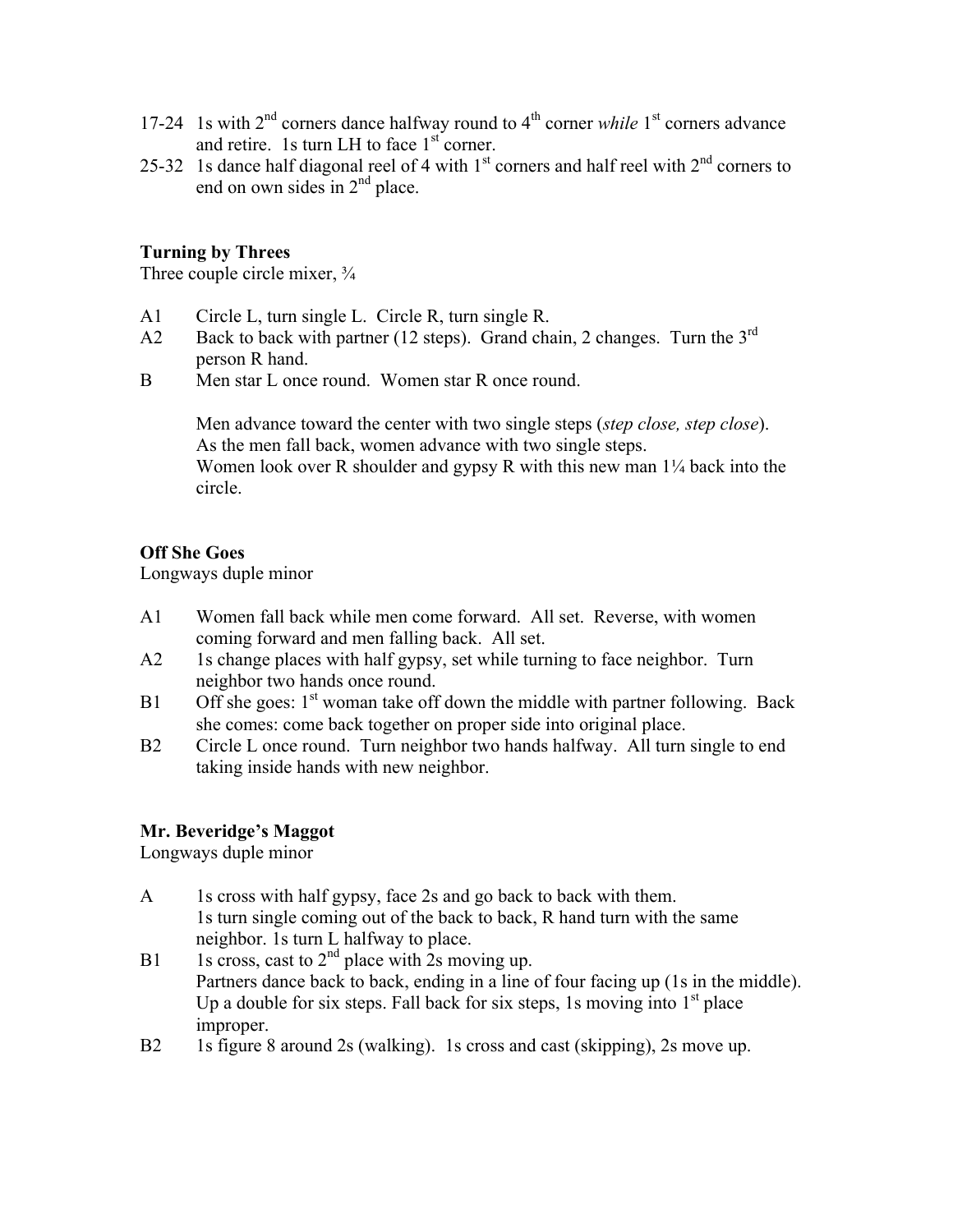17-24 1s with 2nd corners dance halfway round to 4th corner *while* 1st corners advance and retire. 1s turn LH to face 1st corner.

25-32 1s dance half diagonal reel of 4 with 1st corners and half reel with 2nd corners to end on own sides in 2nd place.

**Turning by Threes**

Three couple circle mixer, ¾

A1 Circle L, turn single L. Circle R, turn single R.

A2 Back to back with partner (12 steps). Grand chain, 2 changes. Turn the 3rd person R hand.

B Men star L once round. Women star R once round.

Men advance toward the center with two single steps (*step close, step close*). As the men fall back, women advance with two single steps. Women look over R shoulder and gypsy R with this new man 1¼ back into the circle.

**Off She Goes**

Longways duple minor

A1 Women fall back while men come forward. All set. Reverse, with women coming forward and men falling back. All set.

A2 1s change places with half gypsy, set while turning to face neighbor. Turn neighbor two hands once round.

B1 Off she goes: 1st woman take off down the middle with partner following. Back she comes: come back together on proper side into original place.

B2 Circle L once round. Turn neighbor two hands halfway. All turn single to end taking inside hands with new neighbor.

**Mr. Beveridge's Maggot**

Longways duple minor

A 1s cross with half gypsy, face 2s and go back to back with them. 1s turn single coming out of the back to back, R hand turn with the same neighbor. 1s turn L halfway to place.

B1 1s cross, cast to 2nd place with 2s moving up. Partners dance back to back, ending in a line of four facing up (1s in the middle). Up a double for six steps. Fall back for six steps, 1s moving into 1st place improper.

B2 1s figure 8 around 2s (walking). 1s cross and cast (skipping), 2s move up.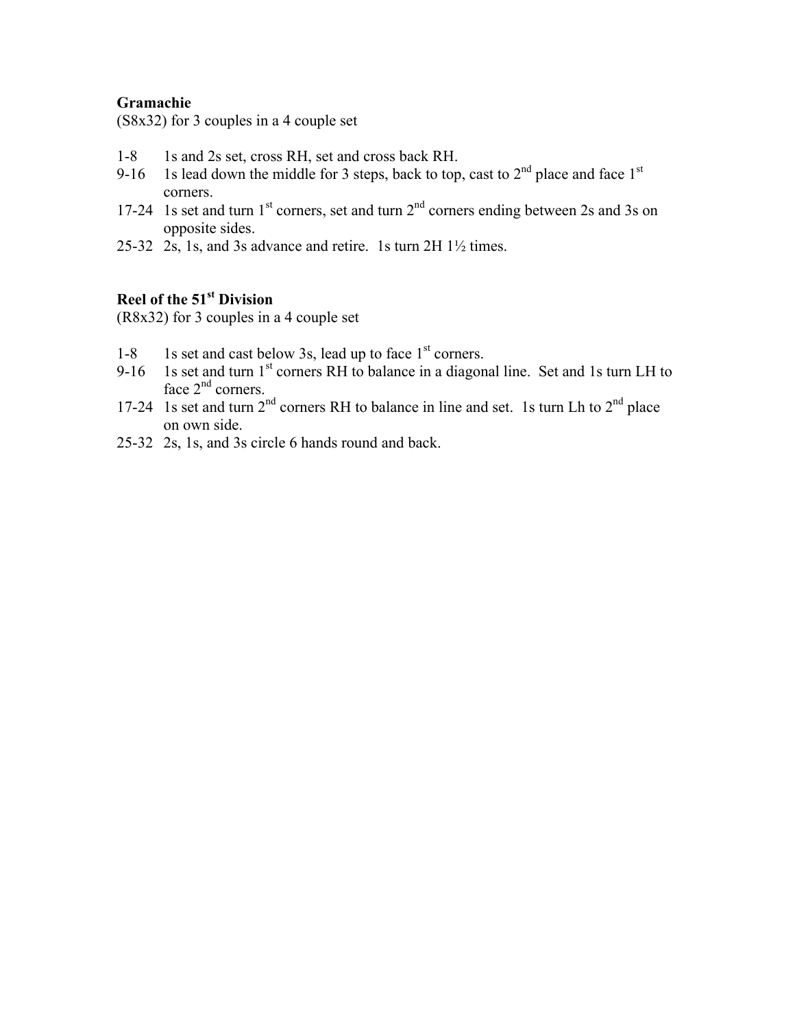**Gramachie**
(S8x32) for 3 couples in a 4 couple set

1-8 1s and 2s set, cross RH, set and cross back RH.
9-16 1s lead down the middle for 3 steps, back to top, cast to 2nd place and face 1st corners.
17-24 1s set and turn 1st corners, set and turn 2nd corners ending between 2s and 3s on opposite sides.
25-32 2s, 1s, and 3s advance and retire. 1s turn 2H 1½ times.

**Reel of the 51st Division**
(R8x32) for 3 couples in a 4 couple set

1-8 1s set and cast below 3s, lead up to face 1st corners.
9-16 1s set and turn 1st corners RH to balance in a diagonal line. Set and 1s turn LH to face 2nd corners.
17-24 1s set and turn 2nd corners RH to balance in line and set. 1s turn Lh to 2nd place on own side.
25-32 2s, 1s, and 3s circle 6 hands round and back.